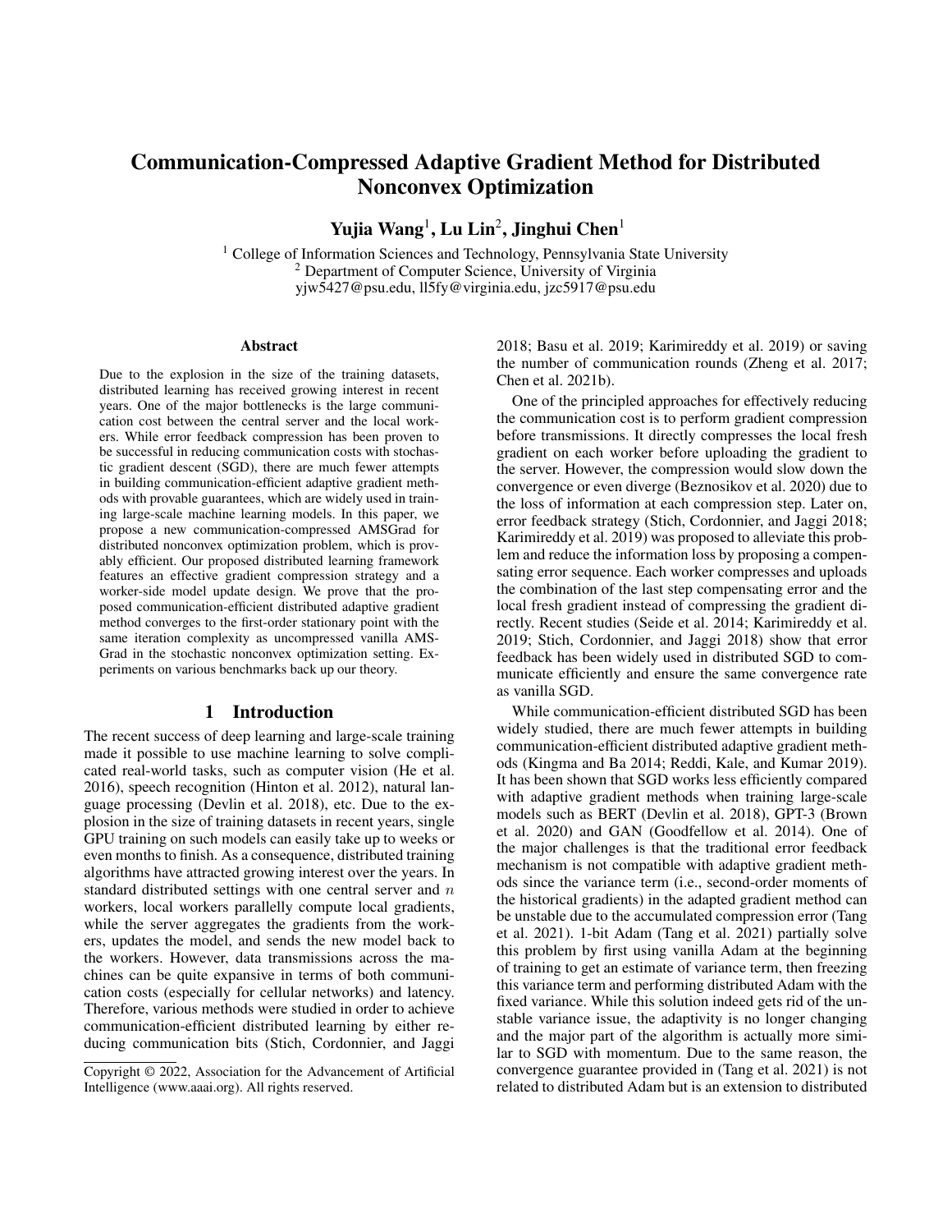# Communication-Compressed Adaptive Gradient Method for Distributed Nonconvex Optimization

**Yujia Wang**[1], **Lu Lin**[2], **Jinghui Chen**[1]

[1] College of Information Sciences and Technology, Pennsylvania State University
[2] Department of Computer Science, University of Virginia
yjw5427@psu.edu, ll5fy@virginia.edu, jzc5917@psu.edu

## Abstract

Due to the explosion in the size of the training datasets, distributed learning has received growing interest in recent years. One of the major bottlenecks is the large communication cost between the central server and the local workers. While error feedback compression has been proven to be successful in reducing communication costs with stochastic gradient descent (SGD), there are much fewer attempts in building communication-efficient adaptive gradient methods with provable guarantees, which are widely used in training large-scale machine learning models. In this paper, we propose a new communication-compressed AMSGrad for distributed nonconvex optimization problem, which is provably efficient. Our proposed distributed learning framework features an effective gradient compression strategy and a worker-side model update design. We prove that the proposed communication-efficient distributed adaptive gradient method converges to the first-order stationary point with the same iteration complexity as uncompressed vanilla AMSGrad in the stochastic nonconvex optimization setting. Experiments on various benchmarks back up our theory.

## 1 Introduction

The recent success of deep learning and large-scale training made it possible to use machine learning to solve complicated real-world tasks, such as computer vision (He et al. 2016), speech recognition (Hinton et al. 2012), natural language processing (Devlin et al. 2018), etc. Due to the explosion in the size of training datasets in recent years, single GPU training on such models can easily take up to weeks or even months to finish. As a consequence, distributed training algorithms have attracted growing interest over the years. In standard distributed settings with one central server and $n$ workers, local workers parallelly compute local gradients, while the server aggregates the gradients from the workers, updates the model, and sends the new model back to the workers. However, data transmissions across the machines can be quite expansive in terms of both communication costs (especially for cellular networks) and latency. Therefore, various methods were studied in order to achieve communication-efficient distributed learning by either reducing communication bits (Stich, Cordonnier, and Jaggi 2018; Basu et al. 2019; Karimireddy et al. 2019) or saving the number of communication rounds (Zheng et al. 2017; Chen et al. 2021b).

One of the principled approaches for effectively reducing the communication cost is to perform gradient compression before transmissions. It directly compresses the local fresh gradient on each worker before uploading the gradient to the server. However, the compression would slow down the convergence or even diverge (Beznosikov et al. 2020) due to the loss of information at each compression step. Later on, error feedback strategy (Stich, Cordonnier, and Jaggi 2018; Karimireddy et al. 2019) was proposed to alleviate this problem and reduce the information loss by proposing a compensating error sequence. Each worker compresses and uploads the combination of the last step compensating error and the local fresh gradient instead of compressing the gradient directly. Recent studies (Seide et al. 2014; Karimireddy et al. 2019; Stich, Cordonnier, and Jaggi 2018) show that error feedback has been widely used in distributed SGD to communicate efficiently and ensure the same convergence rate as vanilla SGD.

While communication-efficient distributed SGD has been widely studied, there are much fewer attempts in building communication-efficient distributed adaptive gradient methods (Kingma and Ba 2014; Reddi, Kale, and Kumar 2019). It has been shown that SGD works less efficiently compared with adaptive gradient methods when training large-scale models such as BERT (Devlin et al. 2018), GPT-3 (Brown et al. 2020) and GAN (Goodfellow et al. 2014). One of the major challenges is that the traditional error feedback mechanism is not compatible with adaptive gradient methods since the variance term (i.e., second-order moments of the historical gradients) in the adapted gradient method can be unstable due to the accumulated compression error (Tang et al. 2021). 1-bit Adam (Tang et al. 2021) partially solve this problem by first using vanilla Adam at the beginning of training to get an estimate of variance term, then freezing this variance term and performing distributed Adam with the fixed variance. While this solution indeed gets rid of the unstable variance issue, the adaptivity is no longer changing and the major part of the algorithm is actually more similar to SGD with momentum. Due to the same reason, the convergence guarantee provided in (Tang et al. 2021) is not related to distributed Adam but is an extension to distributed

Copyright © 2022, Association for the Advancement of Artificial Intelligence (www.aaai.org). All rights reserved.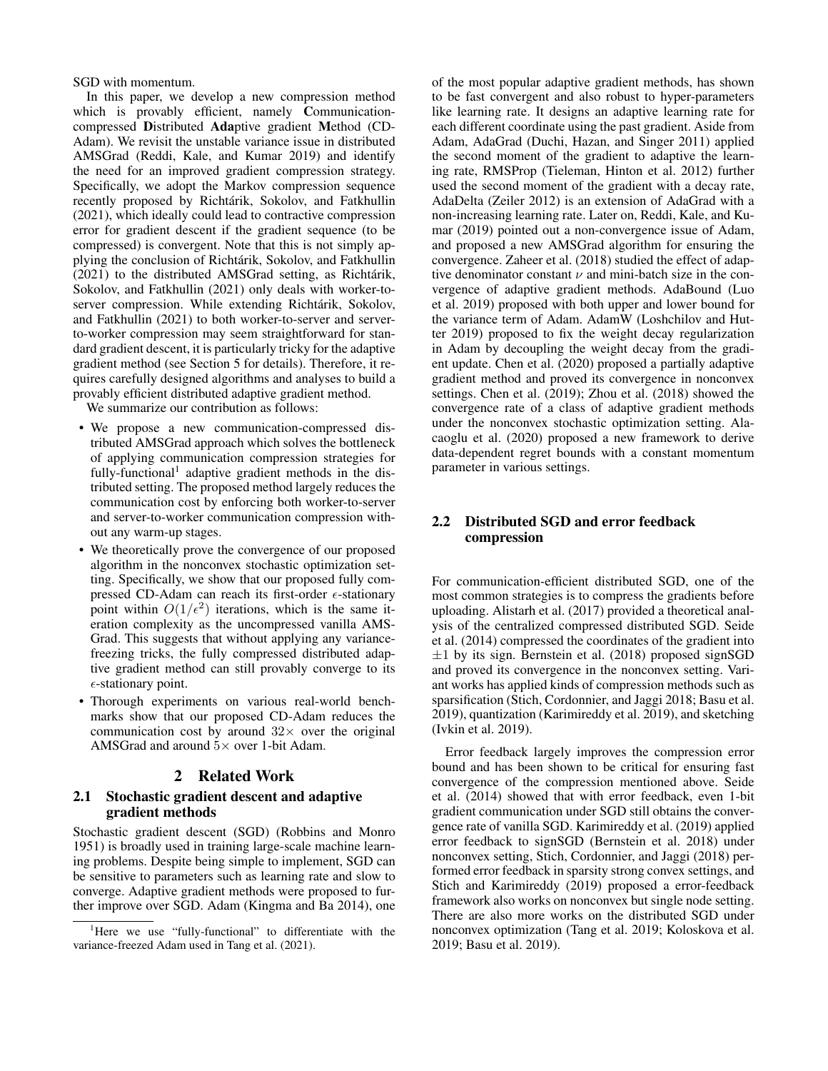SGD with momentum.

In this paper, we develop a new compression method which is provably efficient, namely **C**ommunication-compressed **D**istributed **Ada**ptive gradient **M**ethod (CD-Adam). We revisit the unstable variance issue in distributed AMSGrad (Reddi, Kale, and Kumar 2019) and identify the need for an improved gradient compression strategy. Specifically, we adopt the Markov compression sequence recently proposed by Richtárik, Sokolov, and Fatkhullin (2021), which ideally could lead to contractive compression error for gradient descent if the gradient sequence (to be compressed) is convergent. Note that this is not simply applying the conclusion of Richtárik, Sokolov, and Fatkhullin (2021) to the distributed AMSGrad setting, as Richtárik, Sokolov, and Fatkhullin (2021) only deals with worker-to-server compression. While extending Richtárik, Sokolov, and Fatkhullin (2021) to both worker-to-server and server-to-worker compression may seem straightforward for standard gradient descent, it is particularly tricky for the adaptive gradient method (see Section 5 for details). Therefore, it requires carefully designed algorithms and analyses to build a provably efficient distributed adaptive gradient method.

We summarize our contribution as follows:

- We propose a new communication-compressed distributed AMSGrad approach which solves the bottleneck of applying communication compression strategies for fully-functional[1] adaptive gradient methods in the distributed setting. The proposed method largely reduces the communication cost by enforcing both worker-to-server and server-to-worker communication compression without any warm-up stages.
- We theoretically prove the convergence of our proposed algorithm in the nonconvex stochastic optimization setting. Specifically, we show that our proposed fully compressed CD-Adam can reach its first-order $\epsilon$-stationary point within $O(1/\epsilon^2)$ iterations, which is the same iteration complexity as the uncompressed vanilla AMSGrad. This suggests that without applying any variance-freezing tricks, the fully compressed distributed adaptive gradient method can still provably converge to its $\epsilon$-stationary point.
- Thorough experiments on various real-world benchmarks show that our proposed CD-Adam reduces the communication cost by around $32\times$ over the original AMSGrad and around $5\times$ over 1-bit Adam.

## 2 Related Work

### 2.1 Stochastic gradient descent and adaptive gradient methods

Stochastic gradient descent (SGD) (Robbins and Monro 1951) is broadly used in training large-scale machine learning problems. Despite being simple to implement, SGD can be sensitive to parameters such as learning rate and slow to converge. Adaptive gradient methods were proposed to further improve over SGD. Adam (Kingma and Ba 2014), one of the most popular adaptive gradient methods, has shown to be fast convergent and also robust to hyper-parameters like learning rate. It designs an adaptive learning rate for each different coordinate using the past gradient. Aside from Adam, AdaGrad (Duchi, Hazan, and Singer 2011) applied the second moment of the gradient to adaptive the learning rate, RMSProp (Tieleman, Hinton et al. 2012) further used the second moment of the gradient with a decay rate, AdaDelta (Zeiler 2012) is an extension of AdaGrad with a non-increasing learning rate. Later on, Reddi, Kale, and Kumar (2019) pointed out a non-convergence issue of Adam, and proposed a new AMSGrad algorithm for ensuring the convergence. Zaheer et al. (2018) studied the effect of adaptive denominator constant $\nu$ and mini-batch size in the convergence of adaptive gradient methods. AdaBound (Luo et al. 2019) proposed with both upper and lower bound for the variance term of Adam. AdamW (Loshchilov and Hutter 2019) proposed to fix the weight decay regularization in Adam by decoupling the weight decay from the gradient update. Chen et al. (2020) proposed a partially adaptive gradient method and proved its convergence in nonconvex settings. Chen et al. (2019); Zhou et al. (2018) showed the convergence rate of a class of adaptive gradient methods under the nonconvex stochastic optimization setting. Alacaoglu et al. (2020) proposed a new framework to derive data-dependent regret bounds with a constant momentum parameter in various settings.

### 2.2 Distributed SGD and error feedback compression

For communication-efficient distributed SGD, one of the most common strategies is to compress the gradients before uploading. Alistarh et al. (2017) provided a theoretical analysis of the centralized compressed distributed SGD. Seide et al. (2014) compressed the coordinates of the gradient into $\pm 1$ by its sign. Bernstein et al. (2018) proposed signSGD and proved its convergence in the nonconvex setting. Variant works has applied kinds of compression methods such as sparsification (Stich, Cordonnier, and Jaggi 2018; Basu et al. 2019), quantization (Karimireddy et al. 2019), and sketching (Ivkin et al. 2019).

Error feedback largely improves the compression error bound and has been shown to be critical for ensuring fast convergence of the compression mentioned above. Seide et al. (2014) showed that with error feedback, even 1-bit gradient communication under SGD still obtains the convergence rate of vanilla SGD. Karimireddy et al. (2019) applied error feedback to signSGD (Bernstein et al. 2018) under nonconvex setting, Stich, Cordonnier, and Jaggi (2018) performed error feedback in sparsity strong convex settings, and Stich and Karimireddy (2019) proposed a error-feedback framework also works on nonconvex but single node setting. There are also more works on the distributed SGD under nonconvex optimization (Tang et al. 2019; Koloskova et al. 2019; Basu et al. 2019).

[1] Here we use "fully-functional" to differentiate with the variance-freezed Adam used in Tang et al. (2021).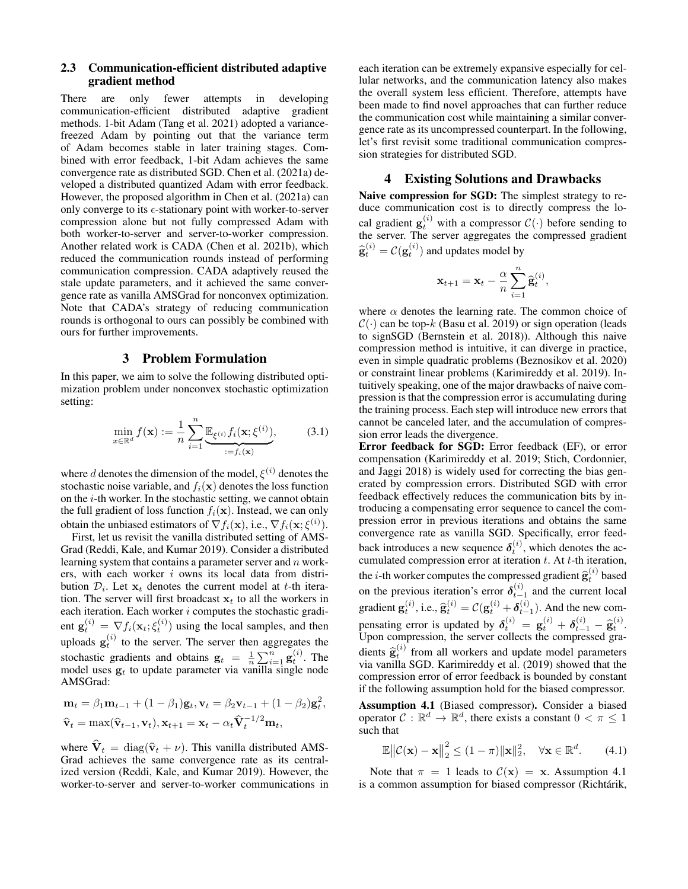### 2.3 Communication-efficient distributed adaptive gradient method

There are only fewer attempts in developing communication-efficient distributed adaptive gradient methods. 1-bit Adam (Tang et al. 2021) adopted a variance-freezed Adam by pointing out that the variance term of Adam becomes stable in later training stages. Combined with error feedback, 1-bit Adam achieves the same convergence rate as distributed SGD. Chen et al. (2021a) developed a distributed quantized Adam with error feedback. However, the proposed algorithm in Chen et al. (2021a) can only converge to its $\epsilon$-stationary point with worker-to-server compression alone but not fully compressed Adam with both worker-to-server and server-to-worker compression. Another related work is CADA (Chen et al. 2021b), which reduced the communication rounds instead of performing communication compression. CADA adaptively reused the stale update parameters, and it achieved the same convergence rate as vanilla AMSGrad for nonconvex optimization. Note that CADA's strategy of reducing communication rounds is orthogonal to ours can possibly be combined with ours for further improvements.

## 3 Problem Formulation

In this paper, we aim to solve the following distributed optimization problem under nonconvex stochastic optimization setting:

$$\min_{x\in\mathbb{R}^d} f(\mathbf{x}) := \frac{1}{n}\sum_{i=1}^{n} \underbrace{\mathbb{E}_{\xi^{(i)}} f_i(\mathbf{x};\xi^{(i)})}_{:=f_i(\mathbf{x})}, \tag{3.1}$$

where $d$ denotes the dimension of the model, $\xi^{(i)}$ denotes the stochastic noise variable, and $f_i(\mathbf{x})$ denotes the loss function on the $i$-th worker. In the stochastic setting, we cannot obtain the full gradient of loss function $f_i(\mathbf{x})$. Instead, we can only obtain the unbiased estimators of $\nabla f_i(\mathbf{x})$, i.e., $\nabla f_i(\mathbf{x};\xi^{(i)})$.

First, let us revisit the vanilla distributed setting of AMSGrad (Reddi, Kale, and Kumar 2019). Consider a distributed learning system that contains a parameter server and $n$ workers, with each worker $i$ owns its local data from distribution $\mathcal{D}_i$. Let $\mathbf{x}_t$ denote the current model at $t$-th iteration. The server will first broadcast $\mathbf{x}_t$ to all the workers in each iteration. Each worker $i$ computes the stochastic gradient $\mathbf{g}_t^{(i)} = \nabla f_i(\mathbf{x}_t;\xi_t^{(i)})$ using the local samples, and then uploads $\mathbf{g}_t^{(i)}$ to the server. The server then aggregates the stochastic gradients and obtains $\mathbf{g}_t = \frac{1}{n}\sum_{i=1}^{n}\mathbf{g}_t^{(i)}$. The model uses $\mathbf{g}_t$ to update parameter via vanilla single node AMSGrad:

$$\mathbf{m}_t = \beta_1\mathbf{m}_{t-1} + (1-\beta_1)\mathbf{g}_t, \mathbf{v}_t = \beta_2\mathbf{v}_{t-1} + (1-\beta_2)\mathbf{g}_t^2,$$
$$\widehat{\mathbf{v}}_t = \max(\widehat{\mathbf{v}}_{t-1},\mathbf{v}_t), \mathbf{x}_{t+1} = \mathbf{x}_t - \alpha_t\widehat{\mathbf{V}}_t^{-1/2}\mathbf{m}_t,$$

where $\widehat{\mathbf{V}}_t = \mathrm{diag}(\widehat{\mathbf{v}}_t + \nu)$. This vanilla distributed AMSGrad achieves the same convergence rate as its centralized version (Reddi, Kale, and Kumar 2019). However, the worker-to-server and server-to-worker communications in each iteration can be extremely expansive especially for cellular networks, and the communication latency also makes the overall system less efficient. Therefore, attempts have been made to find novel approaches that can further reduce the communication cost while maintaining a similar convergence rate as its uncompressed counterpart. In the following, let's first revisit some traditional communication compression strategies for distributed SGD.

## 4 Existing Solutions and Drawbacks

**Naive compression for SGD:** The simplest strategy to reduce communication cost is to directly compress the local gradient $\mathbf{g}_t^{(i)}$ with a compressor $\mathcal{C}(\cdot)$ before sending to the server. The server aggregates the compressed gradient $\widehat{\mathbf{g}}_t^{(i)} = \mathcal{C}(\mathbf{g}_t^{(i)})$ and updates model by

$$\mathbf{x}_{t+1} = \mathbf{x}_t - \frac{\alpha}{n}\sum_{i=1}^{n}\widehat{\mathbf{g}}_t^{(i)},$$

where $\alpha$ denotes the learning rate. The common choice of $\mathcal{C}(\cdot)$ can be top-$k$ (Basu et al. 2019) or sign operation (leads to signSGD (Bernstein et al. 2018)). Although this naive compression method is intuitive, it can diverge in practice, even in simple quadratic problems (Beznosikov et al. 2020) or constraint linear problems (Karimireddy et al. 2019). Intuitively speaking, one of the major drawbacks of naive compression is that the compression error is accumulating during the training process. Each step will introduce new errors that cannot be canceled later, and the accumulation of compression error leads the divergence.

**Error feedback for SGD:** Error feedback (EF), or error compensation (Karimireddy et al. 2019; Stich, Cordonnier, and Jaggi 2018) is widely used for correcting the bias generated by compression errors. Distributed SGD with error feedback effectively reduces the communication bits by introducing a compensating error sequence to cancel the compression error in previous iterations and obtains the same convergence rate as vanilla SGD. Specifically, error feedback introduces a new sequence $\boldsymbol{\delta}_t^{(i)}$, which denotes the accumulated compression error at iteration $t$. At $t$-th iteration, the $i$-th worker computes the compressed gradient $\widehat{\mathbf{g}}_t^{(i)}$ based on the previous iteration's error $\boldsymbol{\delta}_{t-1}^{(i)}$ and the current local gradient $\mathbf{g}_t^{(i)}$, i.e., $\widehat{\mathbf{g}}_t^{(i)} = \mathcal{C}(\mathbf{g}_t^{(i)} + \boldsymbol{\delta}_{t-1}^{(i)})$. And the new compensating error is updated by $\boldsymbol{\delta}_t^{(i)} = \mathbf{g}_t^{(i)} + \boldsymbol{\delta}_{t-1}^{(i)} - \widehat{\mathbf{g}}_t^{(i)}$. Upon compression, the server collects the compressed gradients $\widehat{\mathbf{g}}_t^{(i)}$ from all workers and update model parameters via vanilla SGD. Karimireddy et al. (2019) showed that the compression error of error feedback is bounded by constant if the following assumption hold for the biased compressor.

**Assumption 4.1** (Biased compressor). Consider a biased operator $\mathcal{C}:\mathbb{R}^d\to\mathbb{R}^d$, there exists a constant $0<\pi\le 1$ such that

$$\mathbb{E}\big\|\mathcal{C}(\mathbf{x})-\mathbf{x}\big\|_2^2 \le (1-\pi)\|\mathbf{x}\|_2^2, \quad \forall \mathbf{x}\in\mathbb{R}^d. \tag{4.1}$$

Note that $\pi = 1$ leads to $\mathcal{C}(\mathbf{x}) = \mathbf{x}$. Assumption 4.1 is a common assumption for biased compressor (Richtárik,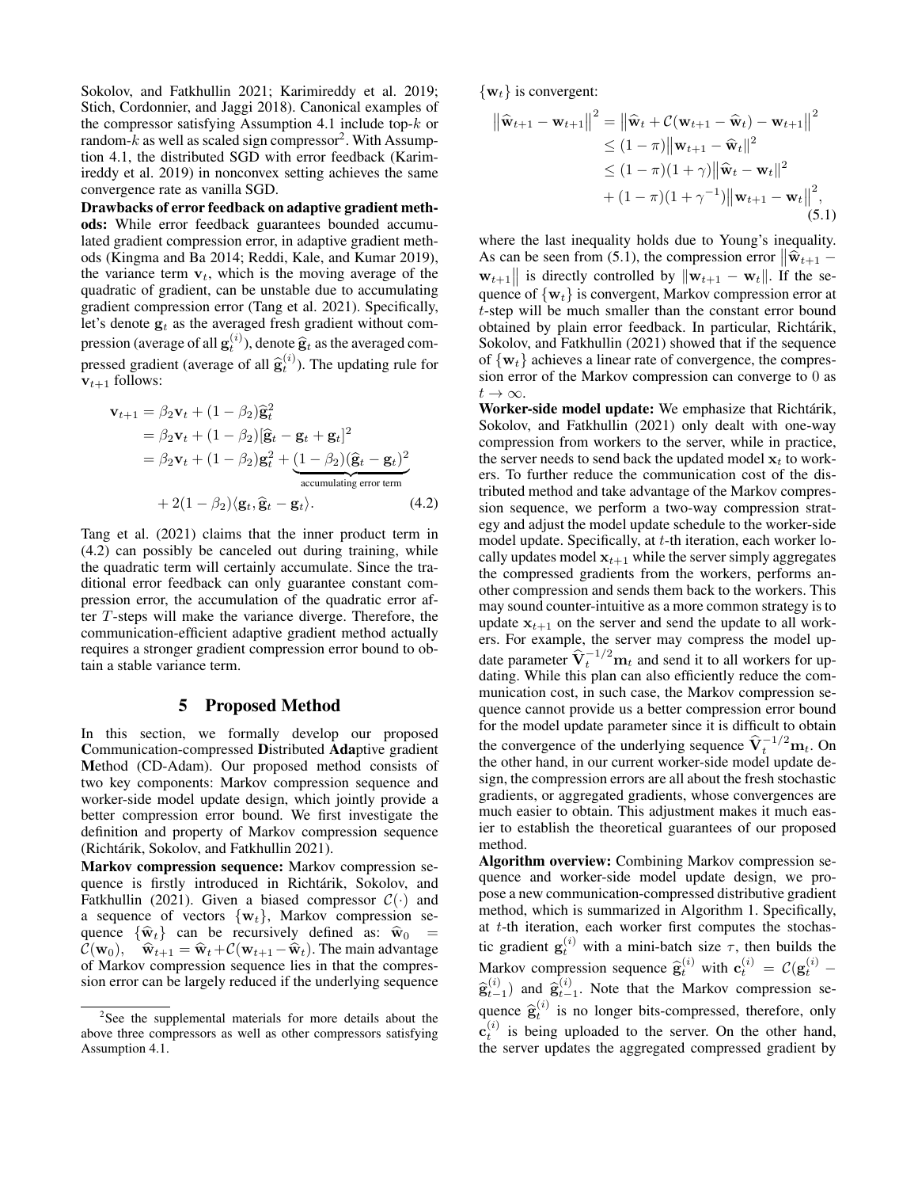Sokolov, and Fatkhullin 2021; Karimireddy et al. 2019; Stich, Cordonnier, and Jaggi 2018). Canonical examples of the compressor satisfying Assumption 4.1 include top-$k$ or random-$k$ as well as scaled sign compressor[2]. With Assumption 4.1, the distributed SGD with error feedback (Karimireddy et al. 2019) in nonconvex setting achieves the same convergence rate as vanilla SGD.

**Drawbacks of error feedback on adaptive gradient methods:** While error feedback guarantees bounded accumulated gradient compression error, in adaptive gradient methods (Kingma and Ba 2014; Reddi, Kale, and Kumar 2019), the variance term $\mathbf{v}_t$, which is the moving average of the quadratic of gradient, can be unstable due to accumulating gradient compression error (Tang et al. 2021). Specifically, let's denote $\mathbf{g}_t$ as the averaged fresh gradient without compression (average of all $\mathbf{g}_t^{(i)}$), denote $\widehat{\mathbf{g}}_t$ as the averaged compressed gradient (average of all $\widehat{\mathbf{g}}_t^{(i)}$). The updating rule for $\mathbf{v}_{t+1}$ follows:

$$
\begin{aligned}
\mathbf{v}_{t+1} &= \beta_2 \mathbf{v}_t + (1-\beta_2)\widehat{\mathbf{g}}_t^2 \\
&= \beta_2 \mathbf{v}_t + (1-\beta_2)[\widehat{\mathbf{g}}_t - \mathbf{g}_t + \mathbf{g}_t]^2 \\
&= \beta_2 \mathbf{v}_t + (1-\beta_2)\mathbf{g}_t^2 + \underbrace{(1-\beta_2)(\widehat{\mathbf{g}}_t - \mathbf{g}_t)^2}_{\text{accumulating error term}} \\
&\quad + 2(1-\beta_2)\langle \mathbf{g}_t, \widehat{\mathbf{g}}_t - \mathbf{g}_t \rangle. \qquad (4.2)
\end{aligned}
$$

Tang et al. (2021) claims that the inner product term in (4.2) can possibly be canceled out during training, while the quadratic term will certainly accumulate. Since the traditional error feedback can only guarantee constant compression error, the accumulation of the quadratic error after $T$-steps will make the variance diverge. Therefore, the communication-efficient adaptive gradient method actually requires a stronger gradient compression error bound to obtain a stable variance term.

## 5 Proposed Method

In this section, we formally develop our proposed **C**ommunication-compressed **D**istributed **Ada**ptive gradient **M**ethod (CD-Adam). Our proposed method consists of two key components: Markov compression sequence and worker-side model update design, which jointly provide a better compression error bound. We first investigate the definition and property of Markov compression sequence (Richtárik, Sokolov, and Fatkhullin 2021).

**Markov compression sequence:** Markov compression sequence is firstly introduced in Richtárik, Sokolov, and Fatkhullin (2021). Given a biased compressor $\mathcal{C}(\cdot)$ and a sequence of vectors $\{\mathbf{w}_t\}$, Markov compression sequence $\{\widehat{\mathbf{w}}_t\}$ can be recursively defined as: $\widehat{\mathbf{w}}_0 = \mathcal{C}(\mathbf{w}_0)$, $\widehat{\mathbf{w}}_{t+1} = \widehat{\mathbf{w}}_t + \mathcal{C}(\mathbf{w}_{t+1} - \widehat{\mathbf{w}}_t)$. The main advantage of Markov compression sequence lies in that the compression error can be largely reduced if the underlying sequence $\{\mathbf{w}_t\}$ is convergent:

$$
\begin{aligned}
\big\|\widehat{\mathbf{w}}_{t+1} - \mathbf{w}_{t+1}\big\|^2 &= \big\|\widehat{\mathbf{w}}_t + \mathcal{C}(\mathbf{w}_{t+1} - \widehat{\mathbf{w}}_t) - \mathbf{w}_{t+1}\big\|^2 \\
&\le (1-\pi)\big\|\mathbf{w}_{t+1} - \widehat{\mathbf{w}}_t\big\|^2 \\
&\le (1-\pi)(1+\gamma)\big\|\widehat{\mathbf{w}}_t - \mathbf{w}_t\big\|^2 \\
&\quad + (1-\pi)(1+\gamma^{-1})\big\|\mathbf{w}_{t+1} - \mathbf{w}_t\big\|^2, \qquad (5.1)
\end{aligned}
$$

where the last inequality holds due to Young's inequality. As can be seen from (5.1), the compression error $\|\widehat{\mathbf{w}}_{t+1} - \mathbf{w}_{t+1}\|$ is directly controlled by $\|\mathbf{w}_{t+1} - \mathbf{w}_t\|$. If the sequence of $\{\mathbf{w}_t\}$ is convergent, Markov compression error at $t$-step will be much smaller than the constant error bound obtained by plain error feedback. In particular, Richtárik, Sokolov, and Fatkhullin (2021) showed that if the sequence of $\{\mathbf{w}_t\}$ achieves a linear rate of convergence, the compression error of the Markov compression can converge to 0 as $t \to \infty$.

**Worker-side model update:** We emphasize that Richtárik, Sokolov, and Fatkhullin (2021) only dealt with one-way compression from workers to the server, while in practice, the server needs to send back the updated model $\mathbf{x}_t$ to workers. To further reduce the communication cost of the distributed method and take advantage of the Markov compression sequence, we perform a two-way compression strategy and adjust the model update schedule to the worker-side model update. Specifically, at $t$-th iteration, each worker locally updates model $\mathbf{x}_{t+1}$ while the server simply aggregates the compressed gradients from the workers, performs another compression and sends them back to the workers. This may sound counter-intuitive as a more common strategy is to update $\mathbf{x}_{t+1}$ on the server and send the update to all workers. For example, the server may compress the model update parameter $\widehat{\mathbf{V}}_t^{-1/2}\mathbf{m}_t$ and send it to all workers for updating. While this plan can also efficiently reduce the communication cost, in such case, the Markov compression sequence cannot provide us a better compression error bound for the model update parameter since it is difficult to obtain the convergence of the underlying sequence $\widehat{\mathbf{V}}_t^{-1/2}\mathbf{m}_t$. On the other hand, in our current worker-side model update design, the compression errors are all about the fresh stochastic gradients, or aggregated gradients, whose convergences are much easier to obtain. This adjustment makes it much easier to establish the theoretical guarantees of our proposed method.

**Algorithm overview:** Combining Markov compression sequence and worker-side model update design, we propose a new communication-compressed distributive gradient method, which is summarized in Algorithm 1. Specifically, at $t$-th iteration, each worker first computes the stochastic gradient $\mathbf{g}_t^{(i)}$ with a mini-batch size $\tau$, then builds the Markov compression sequence $\widehat{\mathbf{g}}_t^{(i)}$ with $\mathbf{c}_t^{(i)} = \mathcal{C}(\mathbf{g}_t^{(i)} - \widehat{\mathbf{g}}_{t-1}^{(i)})$ and $\widehat{\mathbf{g}}_{t-1}^{(i)}$. Note that the Markov compression sequence $\widehat{\mathbf{g}}_t^{(i)}$ is no longer bits-compressed, therefore, only $\mathbf{c}_t^{(i)}$ is being uploaded to the server. On the other hand, the server updates the aggregated compressed gradient by

[2]See the supplemental materials for more details about the above three compressors as well as other compressors satisfying Assumption 4.1.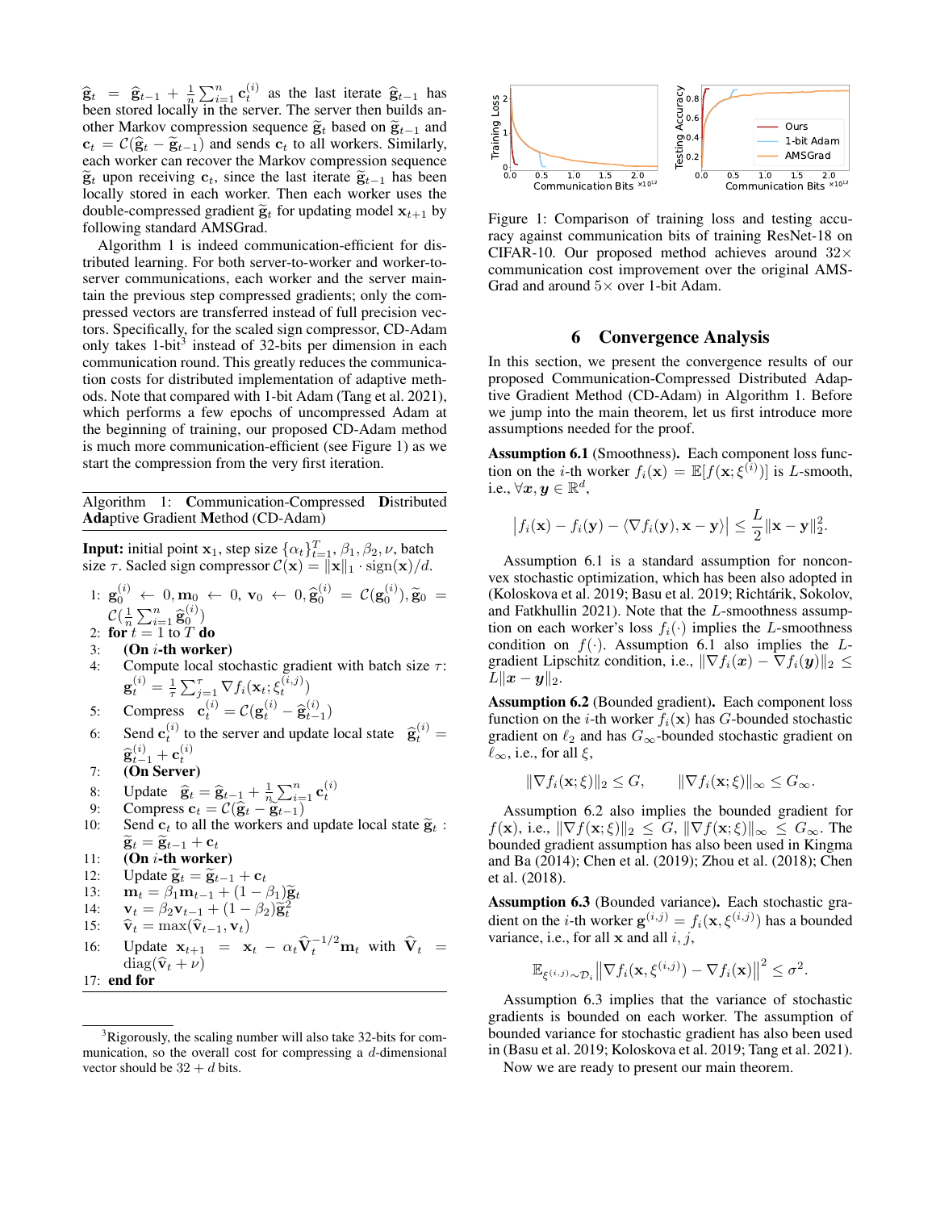$\widehat{\mathbf{g}}_t = \widehat{\mathbf{g}}_{t-1} + \frac{1}{n}\sum_{i=1}^n \mathbf{c}_t^{(i)}$ as the last iterate $\widehat{\mathbf{g}}_{t-1}$ has been stored locally in the server. The server then builds another Markov compression sequence $\widetilde{\mathbf{g}}_t$ based on $\widetilde{\mathbf{g}}_{t-1}$ and $\mathbf{c}_t = \mathcal{C}(\widehat{\mathbf{g}}_t - \widetilde{\mathbf{g}}_{t-1})$ and sends $\mathbf{c}_t$ to all workers. Similarly, each worker can recover the Markov compression sequence $\widetilde{\mathbf{g}}_t$ upon receiving $\mathbf{c}_t$, since the last iterate $\widetilde{\mathbf{g}}_{t-1}$ has been locally stored in each worker. Then each worker uses the double-compressed gradient $\widetilde{\mathbf{g}}_t$ for updating model $\mathbf{x}_{t+1}$ by following standard AMSGrad.

Algorithm 1 is indeed communication-efficient for distributed learning. For both server-to-worker and worker-to-server communications, each worker and the server maintain the previous step compressed gradients; only the compressed vectors are transferred instead of full precision vectors. Specifically, for the scaled sign compressor, CD-Adam only takes 1-bit[3] instead of 32-bits per dimension in each communication round. This greatly reduces the communication costs for distributed implementation of adaptive methods. Note that compared with 1-bit Adam (Tang et al. 2021), which performs a few epochs of uncompressed Adam at the beginning of training, our proposed CD-Adam method is much more communication-efficient (see Figure 1) as we start the compression from the very first iteration.

---

**Algorithm 1:** **C**ommunication-Compressed **D**istributed **Ada**ptive Gradient **M**ethod (CD-Adam)

---

**Input:** initial point $\mathbf{x}_1$, step size $\{\alpha_t\}_{t=1}^T, \beta_1, \beta_2, \nu$, batch size $\tau$. Sacled sign compressor $\mathcal{C}(\mathbf{x}) = \|\mathbf{x}\|_1 \cdot \mathrm{sign}(\mathbf{x})/d$.

1: $\mathbf{g}_0^{(i)} \leftarrow 0, \mathbf{m}_0 \leftarrow 0, \mathbf{v}_0 \leftarrow 0, \widehat{\mathbf{g}}_0^{(i)} = \mathcal{C}(\mathbf{g}_0^{(i)}), \widetilde{\mathbf{g}}_0 = \mathcal{C}(\frac{1}{n}\sum_{i=1}^n \widehat{\mathbf{g}}_0^{(i)})$
2: **for** $t = 1$ to $T$ **do**
3: **(On $i$-th worker)**
4: Compute local stochastic gradient with batch size $\tau$: $\mathbf{g}_t^{(i)} = \frac{1}{\tau}\sum_{j=1}^{\tau} \nabla f_i(\mathbf{x}_t; \xi_t^{(i,j)})$
5: Compress $\mathbf{c}_t^{(i)} = \mathcal{C}(\mathbf{g}_t^{(i)} - \widehat{\mathbf{g}}_{t-1}^{(i)})$
6: Send $\mathbf{c}_t^{(i)}$ to the server and update local state $\widehat{\mathbf{g}}_t^{(i)} = \widehat{\mathbf{g}}_{t-1}^{(i)} + \mathbf{c}_t^{(i)}$
7: **(On Server)**
8: Update $\widehat{\mathbf{g}}_t = \widehat{\mathbf{g}}_{t-1} + \frac{1}{n}\sum_{i=1}^n \mathbf{c}_t^{(i)}$
9: Compress $\mathbf{c}_t = \mathcal{C}(\widehat{\mathbf{g}}_t - \widetilde{\mathbf{g}}_{t-1})$
10: Send $\mathbf{c}_t$ to all the workers and update local state $\widetilde{\mathbf{g}}_t$ : $\widetilde{\mathbf{g}}_t = \widetilde{\mathbf{g}}_{t-1} + \mathbf{c}_t$
11: **(On $i$-th worker)**
12: Update $\widetilde{\mathbf{g}}_t = \widetilde{\mathbf{g}}_{t-1} + \mathbf{c}_t$
13: $\mathbf{m}_t = \beta_1 \mathbf{m}_{t-1} + (1-\beta_1)\widetilde{\mathbf{g}}_t$
14: $\mathbf{v}_t = \beta_2 \mathbf{v}_{t-1} + (1-\beta_2)\widetilde{\mathbf{g}}_t^2$
15: $\widehat{\mathbf{v}}_t = \max(\widehat{\mathbf{v}}_{t-1}, \mathbf{v}_t)$
16: Update $\mathbf{x}_{t+1} = \mathbf{x}_t - \alpha_t \widehat{\mathbf{V}}_t^{-1/2}\mathbf{m}_t$ with $\widehat{\mathbf{V}}_t = \mathrm{diag}(\widehat{\mathbf{v}}_t + \nu)$
17: **end for**

---

[3]Rigorously, the scaling number will also take 32-bits for communication, so the overall cost for compressing a $d$-dimensional vector should be $32 + d$ bits.

Figure 1: Comparison of training loss and testing accuracy against communication bits of training ResNet-18 on CIFAR-10. Our proposed method achieves around $32\times$ communication cost improvement over the original AMSGrad and around $5\times$ over 1-bit Adam.

## 6 Convergence Analysis

In this section, we present the convergence results of our proposed Communication-Compressed Distributed Adaptive Gradient Method (CD-Adam) in Algorithm 1. Before we jump into the main theorem, let us first introduce more assumptions needed for the proof.

**Assumption 6.1** (Smoothness)**.** Each component loss function on the $i$-th worker $f_i(\mathbf{x}) = \mathbb{E}[f(\mathbf{x}; \xi^{(i)})]$ is $L$-smooth, i.e., $\forall \boldsymbol{x}, \boldsymbol{y} \in \mathbb{R}^d$,

$$\big|f_i(\mathbf{x}) - f_i(\mathbf{y}) - \langle \nabla f_i(\mathbf{y}), \mathbf{x} - \mathbf{y}\rangle\big| \le \frac{L}{2}\|\mathbf{x} - \mathbf{y}\|_2^2.$$

Assumption 6.1 is a standard assumption for nonconvex stochastic optimization, which has been also adopted in (Koloskova et al. 2019; Basu et al. 2019; Richtárik, Sokolov, and Fatkhullin 2021). Note that the $L$-smoothness assumption on each worker's loss $f_i(\cdot)$ implies the $L$-smoothness condition on $f(\cdot)$. Assumption 6.1 also implies the $L$-gradient Lipschitz condition, i.e., $\|\nabla f_i(\boldsymbol{x}) - \nabla f_i(\boldsymbol{y})\|_2 \le L\|\boldsymbol{x} - \boldsymbol{y}\|_2$.

**Assumption 6.2** (Bounded gradient)**.** Each component loss function on the $i$-th worker $f_i(\mathbf{x})$ has $G$-bounded stochastic gradient on $\ell_2$ and has $G_\infty$-bounded stochastic gradient on $\ell_\infty$, i.e., for all $\xi$,

$$\|\nabla f_i(\mathbf{x}; \xi)\|_2 \le G, \qquad \|\nabla f_i(\mathbf{x}; \xi)\|_\infty \le G_\infty.$$

Assumption 6.2 also implies the bounded gradient for $f(\mathbf{x})$, i.e., $\|\nabla f(\mathbf{x}; \xi)\|_2 \le G$, $\|\nabla f(\mathbf{x}; \xi)\|_\infty \le G_\infty$. The bounded gradient assumption has also been used in Kingma and Ba (2014); Chen et al. (2019); Zhou et al. (2018); Chen et al. (2018).

**Assumption 6.3** (Bounded variance)**.** Each stochastic gradient on the $i$-th worker $\mathbf{g}^{(i,j)} = f_i(\mathbf{x}, \xi^{(i,j)})$ has a bounded variance, i.e., for all $\mathbf{x}$ and all $i, j$,

$$\mathbb{E}_{\xi^{(i,j)} \sim \mathcal{D}_i}\Big\|\nabla f_i(\mathbf{x}, \xi^{(i,j)}) - \nabla f_i(\mathbf{x})\Big\|^2 \le \sigma^2.$$

Assumption 6.3 implies that the variance of stochastic gradients is bounded on each worker. The assumption of bounded variance for stochastic gradient has also been used in (Basu et al. 2019; Koloskova et al. 2019; Tang et al. 2021).

Now we are ready to present our main theorem.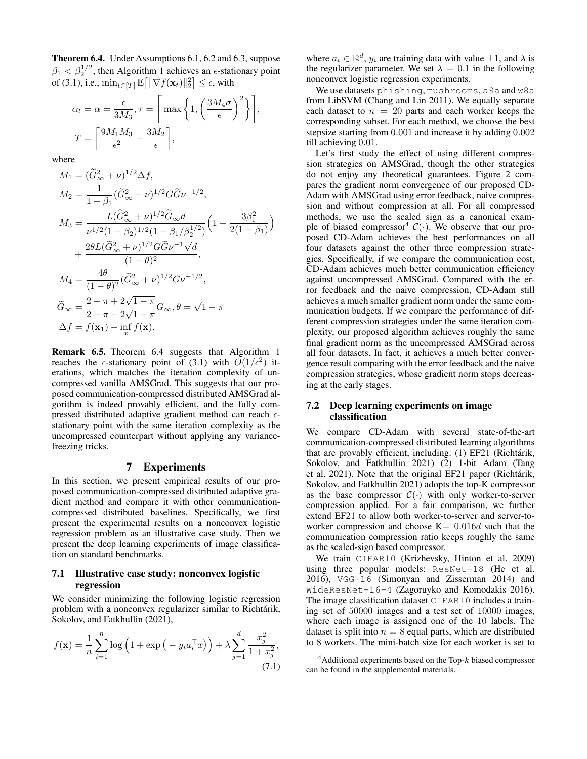**Theorem 6.4.** Under Assumptions 6.1, 6.2 and 6.3, suppose $\beta_1 < \beta_2^{1/2}$, then Algorithm 1 achieves an $\epsilon$-stationary point of (3.1), i.e., $\min_{t\in[T]} \mathbb{E}\big[\|\nabla f(\mathbf{x}_t)\|_2^2\big] \leq \epsilon$, with

$$\alpha_t = \alpha = \frac{\epsilon}{3M_3}, \tau = \left\lceil \max\left\{1, \left(\frac{3M_4\sigma}{\epsilon}\right)^2\right\}\right\rceil,$$
$$T = \left\lceil \frac{9M_1M_3}{\epsilon^2} + \frac{3M_2}{\epsilon}\right\rceil,$$

where

$$M_1 = (\widetilde{G}_\infty^2 + \nu)^{1/2}\Delta f,$$
$$M_2 = \frac{1}{1-\beta_1}(\widetilde{G}_\infty^2 + \nu)^{1/2} G\widetilde{G}\nu^{-1/2},$$
$$M_3 = \frac{L(\widetilde{G}_\infty^2 + \nu)^{1/2}\widetilde{G}_\infty d}{\nu^{1/2}(1-\beta_2)^{1/2}(1-\beta_1/\beta_2^{1/2})}\Big(1 + \frac{3\beta_1^2}{2(1-\beta_1)}\Big) + \frac{2\theta L(\widetilde{G}_\infty^2 + \nu)^{1/2} G\widetilde{G}\nu^{-1}\sqrt{d}}{(1-\theta)^2},$$
$$M_4 = \frac{4\theta}{(1-\theta)^2}(\widetilde{G}_\infty^2 + \nu)^{1/2} G\nu^{-1/2},$$
$$\widetilde{G}_\infty = \frac{2-\pi+2\sqrt{1-\pi}}{2-\pi-2\sqrt{1-\pi}}G_\infty, \theta = \sqrt{1-\pi}$$
$$\Delta f = f(\mathbf{x}_1) - \inf_x f(\mathbf{x}).$$

**Remark 6.5.** Theorem 6.4 suggests that Algorithm 1 reaches the $\epsilon$-stationary point of (3.1) with $O(1/\epsilon^2)$ iterations, which matches the iteration complexity of uncompressed vanilla AMSGrad. This suggests that our proposed communication-compressed distributed AMSGrad algorithm is indeed provably efficient, and the fully compressed distributed adaptive gradient method can reach $\epsilon$-stationary point with the same iteration complexity as the uncompressed counterpart without applying any variance-freezing tricks.

# 7 Experiments

In this section, we present empirical results of our proposed communication-compressed distributed adaptive gradient method and compare it with other communication-compressed distributed baselines. Specifically, we first present the experimental results on a nonconvex logistic regression problem as an illustrative case study. Then we present the deep learning experiments of image classification on standard benchmarks.

## 7.1 Illustrative case study: nonconvex logistic regression

We consider minimizing the following logistic regression problem with a nonconvex regularizer similar to Richtárik, Sokolov, and Fatkhullin (2021),

$$f(\mathbf{x}) = \frac{1}{n}\sum_{i=1}^{n}\log\Big(1+\exp\big(-y_i a_i^\top x\big)\Big) + \lambda\sum_{j=1}^{d}\frac{x_j^2}{1+x_j^2}, \tag{7.1}$$

where $a_i \in \mathbb{R}^d$, $y_i$ are training data with value $\pm 1$, and $\lambda$ is the regularizer parameter. We set $\lambda = 0.1$ in the following nonconvex logistic regression experiments.

We use datasets `phishing`, `mushrooms`, `a9a` and `w8a` from LibSVM (Chang and Lin 2011). We equally separate each dataset to $n = 20$ parts and each worker keeps the corresponding subset. For each method, we choose the best stepsize starting from $0.001$ and increase it by adding $0.002$ till achieving $0.01$.

Let's first study the effect of using different compression strategies on AMSGrad, though the other strategies do not enjoy any theoretical guarantees. Figure 2 compares the gradient norm convergence of our proposed CD-Adam with AMSGrad using error feedback, naive compression and without compression at all. For all compressed methods, we use the scaled sign as a canonical example of biased compressor[4] $\mathcal{C}(\cdot)$. We observe that our proposed CD-Adam achieves the best performances on all four datasets against the other three compression strategies. Specifically, if we compare the communication cost, CD-Adam achieves much better communication efficiency against uncompressed AMSGrad. Compared with the error feedback and the naive compression, CD-Adam still achieves a much smaller gradient norm under the same communication budgets. If we compare the performance of different compression strategies under the same iteration complexity, our proposed algorithm achieves roughly the same final gradient norm as the uncompressed AMSGrad across all four datasets. In fact, it achieves a much better convergence result comparing with the error feedback and the naive compression strategies, whose gradient norm stops decreasing at the early stages.

## 7.2 Deep learning experiments on image classification

We compare CD-Adam with several state-of-the-art communication-compressed distributed learning algorithms that are provably efficient, including: (1) EF21 (Richtárik, Sokolov, and Fatkhullin 2021) (2) 1-bit Adam (Tang et al. 2021). Note that the original EF21 paper (Richtárik, Sokolov, and Fatkhullin 2021) adopts the top-K compressor as the base compressor $\mathcal{C}(\cdot)$ with only worker-to-server compression applied. For a fair comparison, we further extend EF21 to allow both worker-to-server and server-to-worker compression and choose K= $0.016d$ such that the communication compression ratio keeps roughly the same as the scaled-sign based compressor.

We train `CIFAR10` (Krizhevsky, Hinton et al. 2009) using three popular models: `ResNet-18` (He et al. 2016), `VGG-16` (Simonyan and Zisserman 2014) and `WideResNet-16-4` (Zagoruyko and Komodakis 2016). The image classification dataset `CIFAR10` includes a training set of $50000$ images and a test set of $10000$ images, where each image is assigned one of the $10$ labels. The dataset is split into $n = 8$ equal parts, which are distributed to $8$ workers. The mini-batch size for each worker is set to

[4] Additional experiments based on the Top-$k$ biased compressor can be found in the supplemental materials.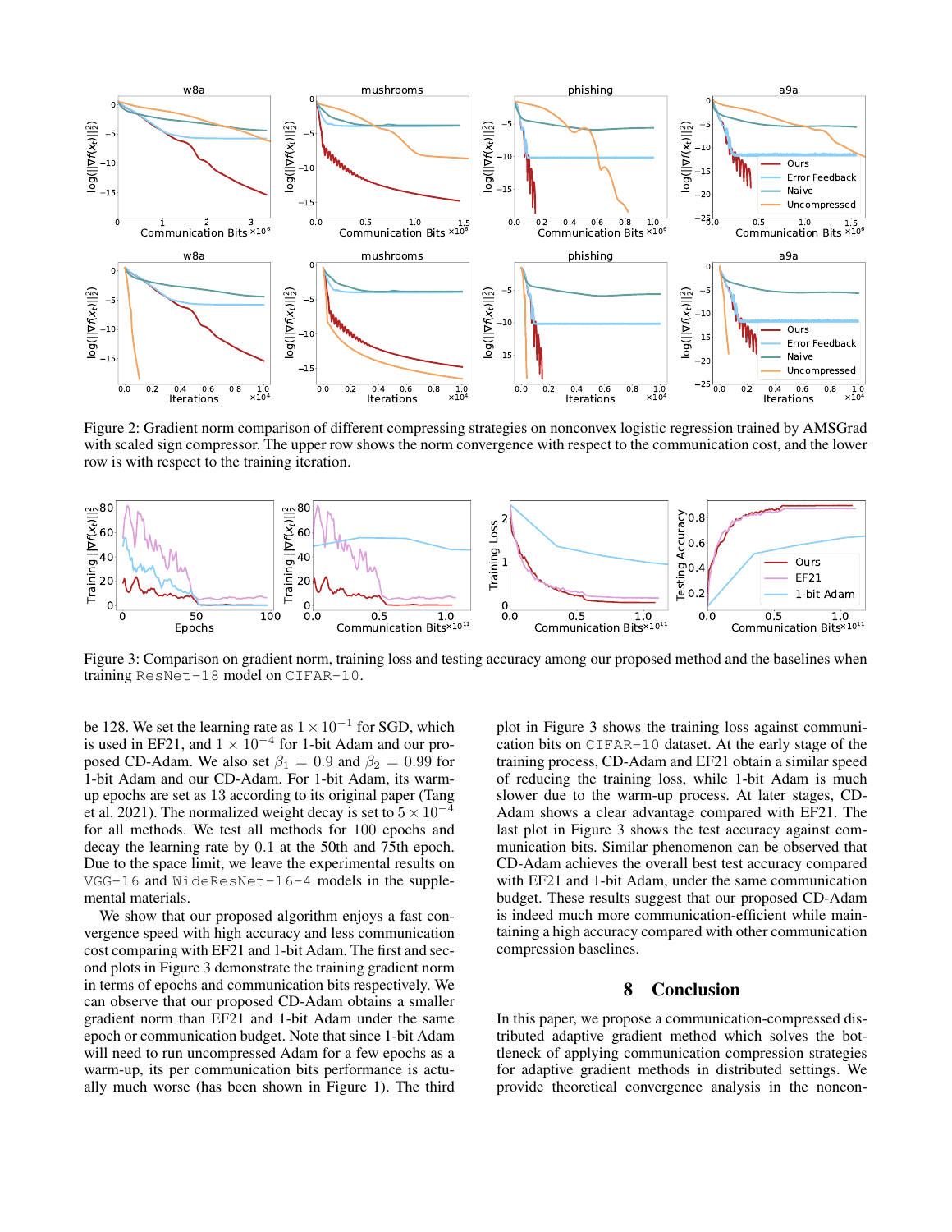Figure 2: Gradient norm comparison of different compressing strategies on nonconvex logistic regression trained by AMSGrad with scaled sign compressor. The upper row shows the norm convergence with respect to the communication cost, and the lower row is with respect to the training iteration.

Figure 3: Comparison on gradient norm, training loss and testing accuracy among our proposed method and the baselines when training `ResNet-18` model on `CIFAR-10`.

be 128. We set the learning rate as $1 \times 10^{-1}$ for SGD, which is used in EF21, and $1 \times 10^{-4}$ for 1-bit Adam and our proposed CD-Adam. We also set $\beta_1 = 0.9$ and $\beta_2 = 0.99$ for 1-bit Adam and our CD-Adam. For 1-bit Adam, its warm-up epochs are set as 13 according to its original paper (Tang et al. 2021). The normalized weight decay is set to $5 \times 10^{-4}$ for all methods. We test all methods for 100 epochs and decay the learning rate by 0.1 at the 50th and 75th epoch. Due to the space limit, we leave the experimental results on `VGG-16` and `WideResNet-16-4` models in the supplemental materials.

We show that our proposed algorithm enjoys a fast convergence speed with high accuracy and less communication cost comparing with EF21 and 1-bit Adam. The first and second plots in Figure 3 demonstrate the training gradient norm in terms of epochs and communication bits respectively. We can observe that our proposed CD-Adam obtains a smaller gradient norm than EF21 and 1-bit Adam under the same epoch or communication budget. Note that since 1-bit Adam will need to run uncompressed Adam for a few epochs as a warm-up, its per communication bits performance is actually much worse (has been shown in Figure 1). The third plot in Figure 3 shows the training loss against communication bits on `CIFAR-10` dataset. At the early stage of the training process, CD-Adam and EF21 obtain a similar speed of reducing the training loss, while 1-bit Adam is much slower due to the warm-up process. At later stages, CD-Adam shows a clear advantage compared with EF21. The last plot in Figure 3 shows the test accuracy against communication bits. Similar phenomenon can be observed that CD-Adam achieves the overall best test accuracy compared with EF21 and 1-bit Adam, under the same communication budget. These results suggest that our proposed CD-Adam is indeed much more communication-efficient while maintaining a high accuracy compared with other communication compression baselines.

## 8 Conclusion

In this paper, we propose a communication-compressed distributed adaptive gradient method which solves the bottleneck of applying communication compression strategies for adaptive gradient methods in distributed settings. We provide theoretical convergence analysis in the noncon-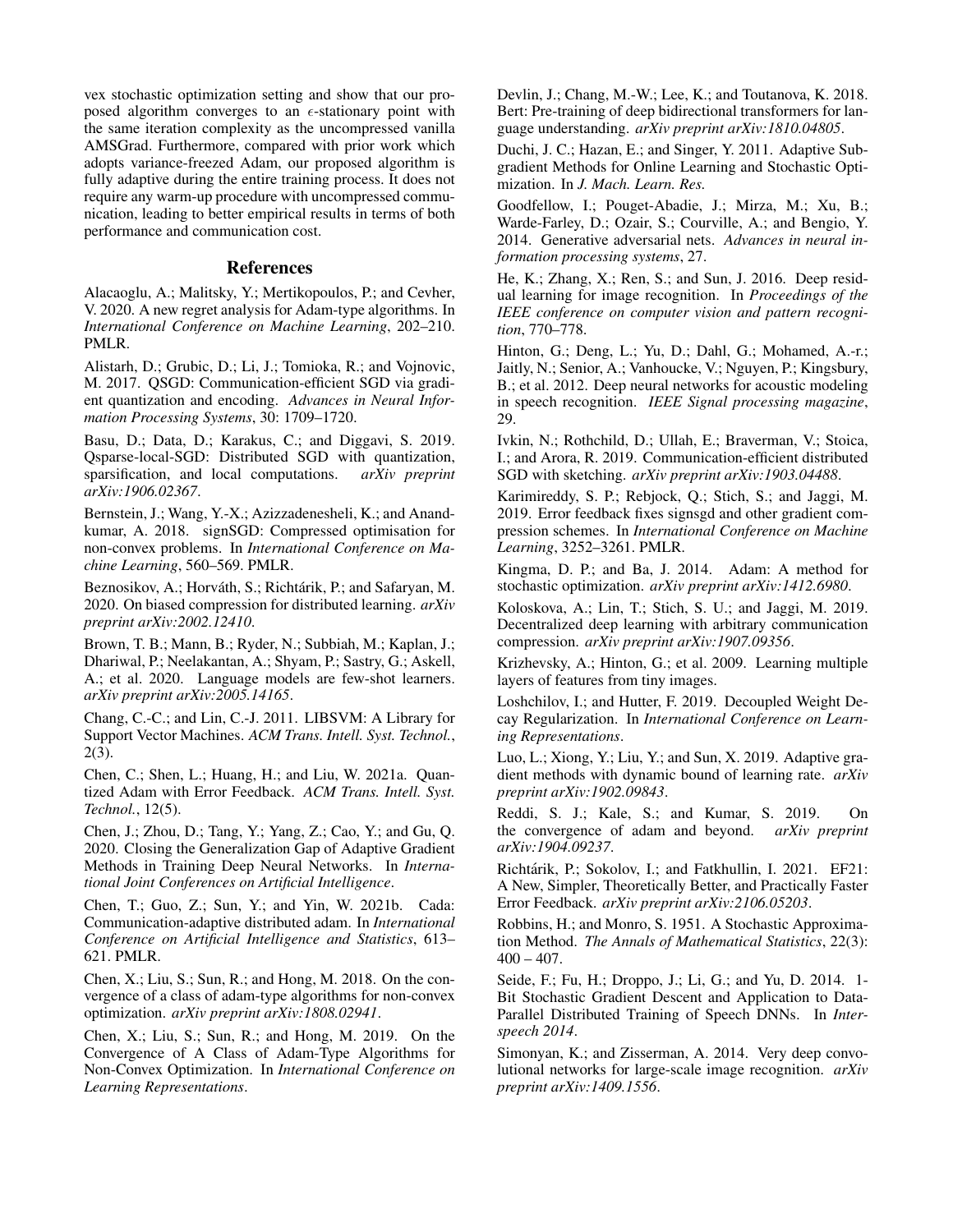vex stochastic optimization setting and show that our proposed algorithm converges to an $\epsilon$-stationary point with the same iteration complexity as the uncompressed vanilla AMSGrad. Furthermore, compared with prior work which adopts variance-freezed Adam, our proposed algorithm is fully adaptive during the entire training process. It does not require any warm-up procedure with uncompressed communication, leading to better empirical results in terms of both performance and communication cost.

## References

Alacaoglu, A.; Malitsky, Y.; Mertikopoulos, P.; and Cevher, V. 2020. A new regret analysis for Adam-type algorithms. In *International Conference on Machine Learning*, 202–210. PMLR.

Alistarh, D.; Grubic, D.; Li, J.; Tomioka, R.; and Vojnovic, M. 2017. QSGD: Communication-efficient SGD via gradient quantization and encoding. *Advances in Neural Information Processing Systems*, 30: 1709–1720.

Basu, D.; Data, D.; Karakus, C.; and Diggavi, S. 2019. Qsparse-local-SGD: Distributed SGD with quantization, sparsification, and local computations. *arXiv preprint arXiv:1906.02367*.

Bernstein, J.; Wang, Y.-X.; Azizzadenesheli, K.; and Anandkumar, A. 2018. signSGD: Compressed optimisation for non-convex problems. In *International Conference on Machine Learning*, 560–569. PMLR.

Beznosikov, A.; Horváth, S.; Richtárik, P.; and Safaryan, M. 2020. On biased compression for distributed learning. *arXiv preprint arXiv:2002.12410*.

Brown, T. B.; Mann, B.; Ryder, N.; Subbiah, M.; Kaplan, J.; Dhariwal, P.; Neelakantan, A.; Shyam, P.; Sastry, G.; Askell, A.; et al. 2020. Language models are few-shot learners. *arXiv preprint arXiv:2005.14165*.

Chang, C.-C.; and Lin, C.-J. 2011. LIBSVM: A Library for Support Vector Machines. *ACM Trans. Intell. Syst. Technol.*, 2(3).

Chen, C.; Shen, L.; Huang, H.; and Liu, W. 2021a. Quantized Adam with Error Feedback. *ACM Trans. Intell. Syst. Technol.*, 12(5).

Chen, J.; Zhou, D.; Tang, Y.; Yang, Z.; Cao, Y.; and Gu, Q. 2020. Closing the Generalization Gap of Adaptive Gradient Methods in Training Deep Neural Networks. In *International Joint Conferences on Artificial Intelligence*.

Chen, T.; Guo, Z.; Sun, Y.; and Yin, W. 2021b. Cada: Communication-adaptive distributed adam. In *International Conference on Artificial Intelligence and Statistics*, 613–621. PMLR.

Chen, X.; Liu, S.; Sun, R.; and Hong, M. 2018. On the convergence of a class of adam-type algorithms for non-convex optimization. *arXiv preprint arXiv:1808.02941*.

Chen, X.; Liu, S.; Sun, R.; and Hong, M. 2019. On the Convergence of A Class of Adam-Type Algorithms for Non-Convex Optimization. In *International Conference on Learning Representations*.

Devlin, J.; Chang, M.-W.; Lee, K.; and Toutanova, K. 2018. Bert: Pre-training of deep bidirectional transformers for language understanding. *arXiv preprint arXiv:1810.04805*.

Duchi, J. C.; Hazan, E.; and Singer, Y. 2011. Adaptive Subgradient Methods for Online Learning and Stochastic Optimization. In *J. Mach. Learn. Res.*

Goodfellow, I.; Pouget-Abadie, J.; Mirza, M.; Xu, B.; Warde-Farley, D.; Ozair, S.; Courville, A.; and Bengio, Y. 2014. Generative adversarial nets. *Advances in neural information processing systems*, 27.

He, K.; Zhang, X.; Ren, S.; and Sun, J. 2016. Deep residual learning for image recognition. In *Proceedings of the IEEE conference on computer vision and pattern recognition*, 770–778.

Hinton, G.; Deng, L.; Yu, D.; Dahl, G.; Mohamed, A.-r.; Jaitly, N.; Senior, A.; Vanhoucke, V.; Nguyen, P.; Kingsbury, B.; et al. 2012. Deep neural networks for acoustic modeling in speech recognition. *IEEE Signal processing magazine*, 29.

Ivkin, N.; Rothchild, D.; Ullah, E.; Braverman, V.; Stoica, I.; and Arora, R. 2019. Communication-efficient distributed SGD with sketching. *arXiv preprint arXiv:1903.04488*.

Karimireddy, S. P.; Rebjock, Q.; Stich, S.; and Jaggi, M. 2019. Error feedback fixes signsgd and other gradient compression schemes. In *International Conference on Machine Learning*, 3252–3261. PMLR.

Kingma, D. P.; and Ba, J. 2014. Adam: A method for stochastic optimization. *arXiv preprint arXiv:1412.6980*.

Koloskova, A.; Lin, T.; Stich, S. U.; and Jaggi, M. 2019. Decentralized deep learning with arbitrary communication compression. *arXiv preprint arXiv:1907.09356*.

Krizhevsky, A.; Hinton, G.; et al. 2009. Learning multiple layers of features from tiny images.

Loshchilov, I.; and Hutter, F. 2019. Decoupled Weight Decay Regularization. In *International Conference on Learning Representations*.

Luo, L.; Xiong, Y.; Liu, Y.; and Sun, X. 2019. Adaptive gradient methods with dynamic bound of learning rate. *arXiv preprint arXiv:1902.09843*.

Reddi, S. J.; Kale, S.; and Kumar, S. 2019. On the convergence of adam and beyond. *arXiv preprint arXiv:1904.09237*.

Richtárik, P.; Sokolov, I.; and Fatkhullin, I. 2021. EF21: A New, Simpler, Theoretically Better, and Practically Faster Error Feedback. *arXiv preprint arXiv:2106.05203*.

Robbins, H.; and Monro, S. 1951. A Stochastic Approximation Method. *The Annals of Mathematical Statistics*, 22(3): 400 – 407.

Seide, F.; Fu, H.; Droppo, J.; Li, G.; and Yu, D. 2014. 1-Bit Stochastic Gradient Descent and Application to Data-Parallel Distributed Training of Speech DNNs. In *Interspeech 2014*.

Simonyan, K.; and Zisserman, A. 2014. Very deep convolutional networks for large-scale image recognition. *arXiv preprint arXiv:1409.1556*.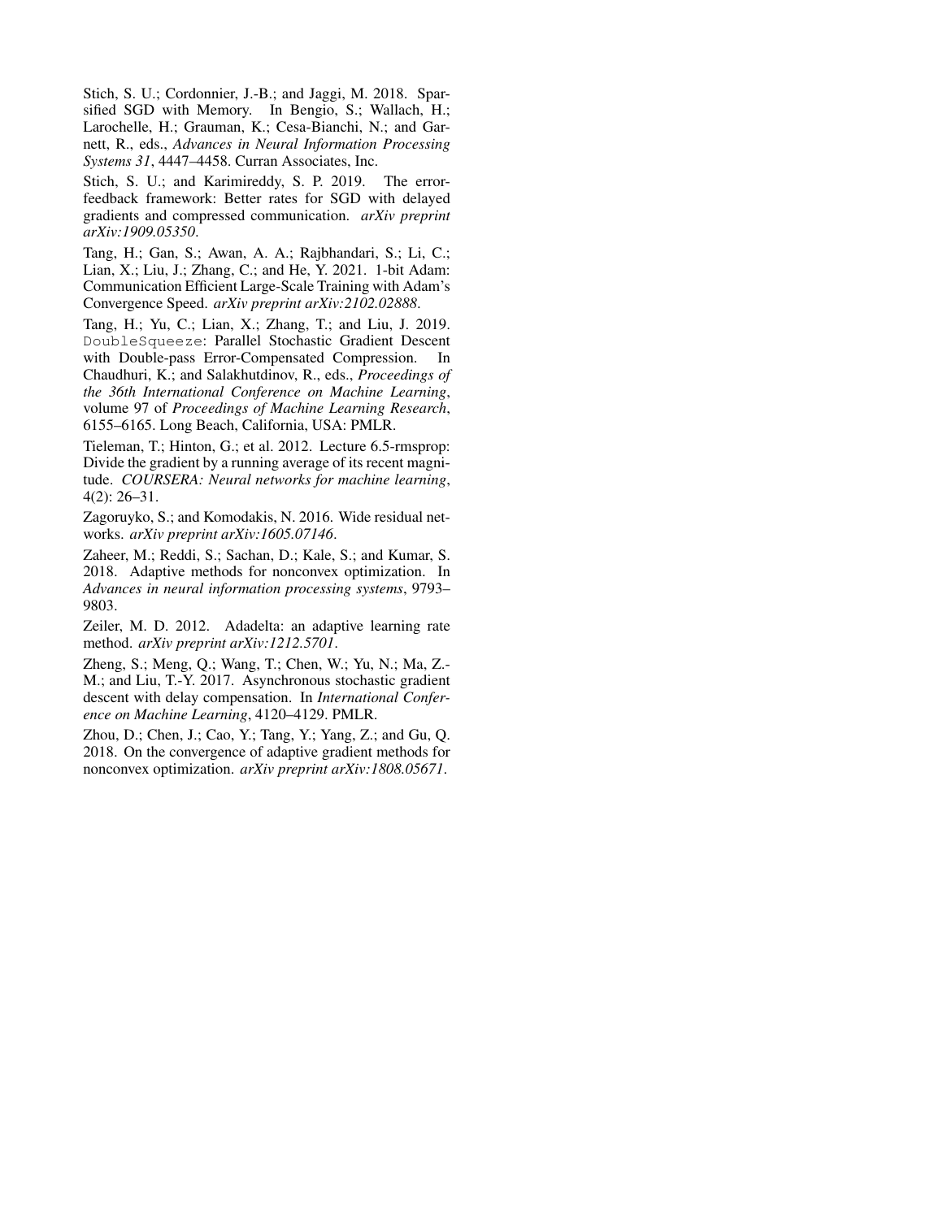Stich, S. U.; Cordonnier, J.-B.; and Jaggi, M. 2018. Sparsified SGD with Memory. In Bengio, S.; Wallach, H.; Larochelle, H.; Grauman, K.; Cesa-Bianchi, N.; and Garnett, R., eds., *Advances in Neural Information Processing Systems 31*, 4447–4458. Curran Associates, Inc.

Stich, S. U.; and Karimireddy, S. P. 2019. The error-feedback framework: Better rates for SGD with delayed gradients and compressed communication. *arXiv preprint arXiv:1909.05350*.

Tang, H.; Gan, S.; Awan, A. A.; Rajbhandari, S.; Li, C.; Lian, X.; Liu, J.; Zhang, C.; and He, Y. 2021. 1-bit Adam: Communication Efficient Large-Scale Training with Adam's Convergence Speed. *arXiv preprint arXiv:2102.02888*.

Tang, H.; Yu, C.; Lian, X.; Zhang, T.; and Liu, J. 2019. `DoubleSqueeze`: Parallel Stochastic Gradient Descent with Double-pass Error-Compensated Compression. In Chaudhuri, K.; and Salakhutdinov, R., eds., *Proceedings of the 36th International Conference on Machine Learning*, volume 97 of *Proceedings of Machine Learning Research*, 6155–6165. Long Beach, California, USA: PMLR.

Tieleman, T.; Hinton, G.; et al. 2012. Lecture 6.5-rmsprop: Divide the gradient by a running average of its recent magnitude. *COURSERA: Neural networks for machine learning*, 4(2): 26–31.

Zagoruyko, S.; and Komodakis, N. 2016. Wide residual networks. *arXiv preprint arXiv:1605.07146*.

Zaheer, M.; Reddi, S.; Sachan, D.; Kale, S.; and Kumar, S. 2018. Adaptive methods for nonconvex optimization. In *Advances in neural information processing systems*, 9793–9803.

Zeiler, M. D. 2012. Adadelta: an adaptive learning rate method. *arXiv preprint arXiv:1212.5701*.

Zheng, S.; Meng, Q.; Wang, T.; Chen, W.; Yu, N.; Ma, Z.-M.; and Liu, T.-Y. 2017. Asynchronous stochastic gradient descent with delay compensation. In *International Conference on Machine Learning*, 4120–4129. PMLR.

Zhou, D.; Chen, J.; Cao, Y.; Tang, Y.; Yang, Z.; and Gu, Q. 2018. On the convergence of adaptive gradient methods for nonconvex optimization. *arXiv preprint arXiv:1808.05671*.